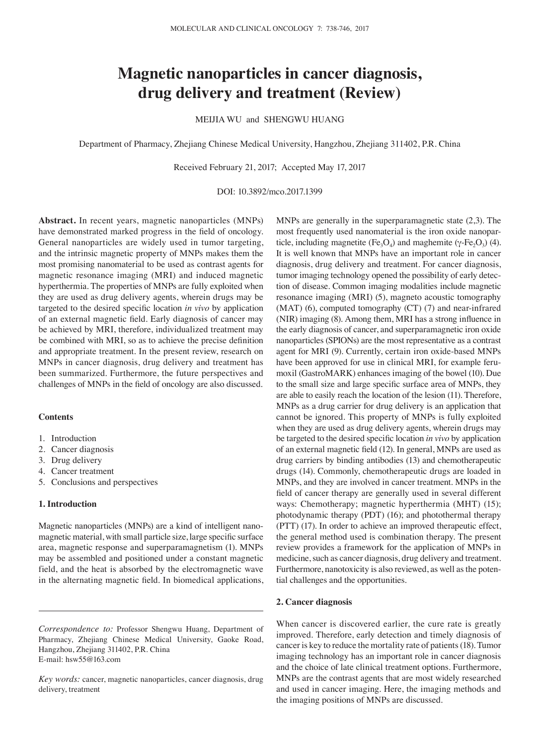# Magnetic nanoparticles in cancer diagnosis, drug delivery and treatment (Review)

MEIJIA WU and SHENGWU HUANG

Department of Pharmacy, Zhejiang Chinese Medical University, Hangzhou, Zhejiang 311402, P.R. China

Received February 21, 2017; Accepted May 17, 2017

DOI: 10.3892/mco.2017.1399

**Abstract.** In recent years, magnetic nanoparticles (MNPs) have demonstrated marked progress in the field of oncology. General nanoparticles are widely used in tumor targeting, and the intrinsic magnetic property of MNPs makes them the most promising nanomaterial to be used as contrast agents for magnetic resonance imaging (MRI) and induced magnetic hyperthermia. The properties of MNPs are fully exploited when they are used as drug delivery agents, wherein drugs may be targeted to the desired specific location *in vivo* by application of an external magnetic field. Early diagnosis of cancer may be achieved by MRI, therefore, individualized treatment may be combined with MRI, so as to achieve the precise definition and appropriate treatment. In the present review, research on MNPs in cancer diagnosis, drug delivery and treatment has been summarized. Furthermore, the future perspectives and challenges of MNPs in the field of oncology are also discussed.

**Contents**

1. Introduction
2. Cancer diagnosis
3. Drug delivery
4. Cancer treatment
5. Conclusions and perspectives

## 1. Introduction

Magnetic nanoparticles (MNPs) are a kind of intelligent nanomagnetic material, with small particle size, large specific surface area, magnetic response and superparamagnetism (1). MNPs may be assembled and positioned under a constant magnetic field, and the heat is absorbed by the electromagnetic wave in the alternating magnetic field. In biomedical applications, MNPs are generally in the superparamagnetic state (2,3). The most frequently used nanomaterial is the iron oxide nanoparticle, including magnetite ($Fe_3O_4$) and maghemite ($\gamma$-$Fe_2O_3$) (4). It is well known that MNPs have an important role in cancer diagnosis, drug delivery and treatment. For cancer diagnosis, tumor imaging technology opened the possibility of early detection of disease. Common imaging modalities include magnetic resonance imaging (MRI) (5), magneto acoustic tomography (MAT) (6), computed tomography (CT) (7) and near-infrared (NIR) imaging (8). Among them, MRI has a strong influence in the early diagnosis of cancer, and superparamagnetic iron oxide nanoparticles (SPIONs) are the most representative as a contrast agent for MRI (9). Currently, certain iron oxide-based MNPs have been approved for use in clinical MRI, for example ferumoxil (GastroMARK) enhances imaging of the bowel (10). Due to the small size and large specific surface area of MNPs, they are able to easily reach the location of the lesion (11). Therefore, MNPs as a drug carrier for drug delivery is an application that cannot be ignored. This property of MNPs is fully exploited when they are used as drug delivery agents, wherein drugs may be targeted to the desired specific location *in vivo* by application of an external magnetic field (12). In general, MNPs are used as drug carriers by binding antibodies (13) and chemotherapeutic drugs (14). Commonly, chemotherapeutic drugs are loaded in MNPs, and they are involved in cancer treatment. MNPs in the field of cancer therapy are generally used in several different ways: Chemotherapy; magnetic hyperthermia (MHT) (15); photodynamic therapy (PDT) (16); and photothermal therapy (PTT) (17). In order to achieve an improved therapeutic effect, the general method used is combination therapy. The present review provides a framework for the application of MNPs in medicine, such as cancer diagnosis, drug delivery and treatment. Furthermore, nanotoxicity is also reviewed, as well as the potential challenges and the opportunities.

## 2. Cancer diagnosis

When cancer is discovered earlier, the cure rate is greatly improved. Therefore, early detection and timely diagnosis of cancer is key to reduce the mortality rate of patients (18). Tumor imaging technology has an important role in cancer diagnosis and the choice of late clinical treatment options. Furthermore, MNPs are the contrast agents that are most widely researched and used in cancer imaging. Here, the imaging methods and the imaging positions of MNPs are discussed.

*Correspondence to:* Professor Shengwu Huang, Department of Pharmacy, Zhejiang Chinese Medical University, Gaoke Road, Hangzhou, Zhejiang 311402, P.R. China
E-mail: hsw55@163.com

*Key words:* cancer, magnetic nanoparticles, cancer diagnosis, drug delivery, treatment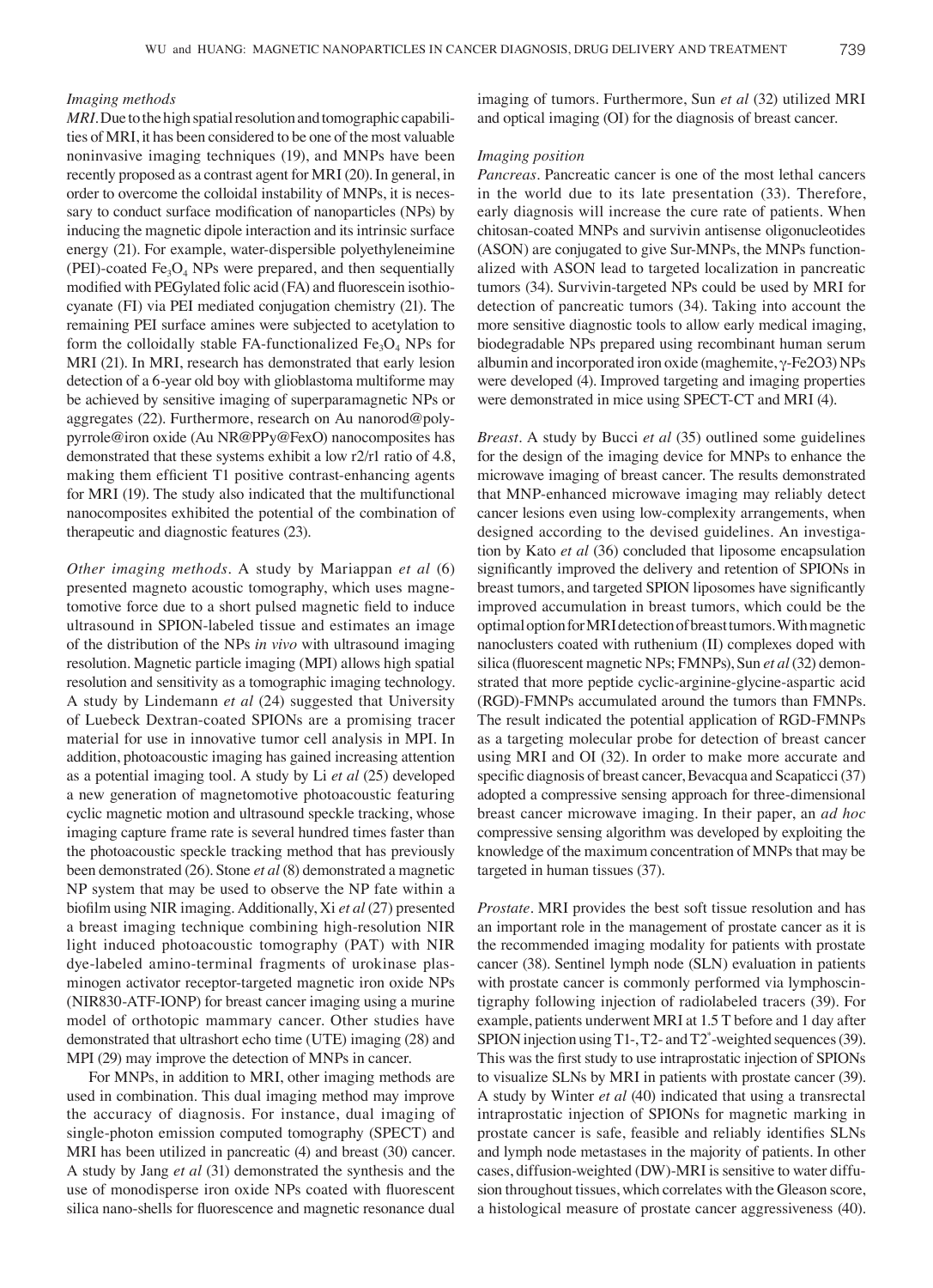### Imaging methods

*MRI*. Due to the high spatial resolution and tomographic capabilities of MRI, it has been considered to be one of the most valuable noninvasive imaging techniques (19), and MNPs have been recently proposed as a contrast agent for MRI (20). In general, in order to overcome the colloidal instability of MNPs, it is necessary to conduct surface modification of nanoparticles (NPs) by inducing the magnetic dipole interaction and its intrinsic surface energy (21). For example, water-dispersible polyethyleneimine (PEI)-coated $Fe_3O_4$ NPs were prepared, and then sequentially modified with PEGylated folic acid (FA) and fluorescein isothiocyanate (FI) via PEI mediated conjugation chemistry (21). The remaining PEI surface amines were subjected to acetylation to form the colloidally stable FA-functionalized $Fe_3O_4$ NPs for MRI (21). In MRI, research has demonstrated that early lesion detection of a 6-year old boy with glioblastoma multiforme may be achieved by sensitive imaging of superparamagnetic NPs or aggregates (22). Furthermore, research on Au nanorod@polypyrrole@iron oxide (Au NR@PPy@FexO) nanocomposites has demonstrated that these systems exhibit a low r2/r1 ratio of 4.8, making them efficient T1 positive contrast-enhancing agents for MRI (19). The study also indicated that the multifunctional nanocomposites exhibited the potential of the combination of therapeutic and diagnostic features (23).

*Other imaging methods*. A study by Mariappan *et al* (6) presented magneto acoustic tomography, which uses magnetomotive force due to a short pulsed magnetic field to induce ultrasound in SPION-labeled tissue and estimates an image of the distribution of the NPs *in vivo* with ultrasound imaging resolution. Magnetic particle imaging (MPI) allows high spatial resolution and sensitivity as a tomographic imaging technology. A study by Lindemann *et al* (24) suggested that University of Luebeck Dextran-coated SPIONs are a promising tracer material for use in innovative tumor cell analysis in MPI. In addition, photoacoustic imaging has gained increasing attention as a potential imaging tool. A study by Li *et al* (25) developed a new generation of magnetomotive photoacoustic featuring cyclic magnetic motion and ultrasound speckle tracking, whose imaging capture frame rate is several hundred times faster than the photoacoustic speckle tracking method that has previously been demonstrated (26). Stone *et al* (8) demonstrated a magnetic NP system that may be used to observe the NP fate within a biofilm using NIR imaging. Additionally, Xi *et al* (27) presented a breast imaging technique combining high-resolution NIR light induced photoacoustic tomography (PAT) with NIR dye-labeled amino-terminal fragments of urokinase plasminogen activator receptor-targeted magnetic iron oxide NPs (NIR830-ATF-IONP) for breast cancer imaging using a murine model of orthotopic mammary cancer. Other studies have demonstrated that ultrashort echo time (UTE) imaging (28) and MPI (29) may improve the detection of MNPs in cancer.

For MNPs, in addition to MRI, other imaging methods are used in combination. This dual imaging method may improve the accuracy of diagnosis. For instance, dual imaging of single-photon emission computed tomography (SPECT) and MRI has been utilized in pancreatic (4) and breast (30) cancer. A study by Jang *et al* (31) demonstrated the synthesis and the use of monodisperse iron oxide NPs coated with fluorescent silica nano-shells for fluorescence and magnetic resonance dual imaging of tumors. Furthermore, Sun *et al* (32) utilized MRI and optical imaging (OI) for the diagnosis of breast cancer.

### Imaging position

*Pancreas*. Pancreatic cancer is one of the most lethal cancers in the world due to its late presentation (33). Therefore, early diagnosis will increase the cure rate of patients. When chitosan-coated MNPs and survivin antisense oligonucleotides (ASON) are conjugated to give Sur-MNPs, the MNPs functionalized with ASON lead to targeted localization in pancreatic tumors (34). Survivin-targeted NPs could be used by MRI for detection of pancreatic tumors (34). Taking into account the more sensitive diagnostic tools to allow early medical imaging, biodegradable NPs prepared using recombinant human serum albumin and incorporated iron oxide (maghemite, $\gamma$-Fe2O3) NPs were developed (4). Improved targeting and imaging properties were demonstrated in mice using SPECT-CT and MRI (4).

*Breast*. A study by Bucci *et al* (35) outlined some guidelines for the design of the imaging device for MNPs to enhance the microwave imaging of breast cancer. The results demonstrated that MNP-enhanced microwave imaging may reliably detect cancer lesions even using low-complexity arrangements, when designed according to the devised guidelines. An investigation by Kato *et al* (36) concluded that liposome encapsulation significantly improved the delivery and retention of SPIONs in breast tumors, and targeted SPION liposomes have significantly improved accumulation in breast tumors, which could be the optimal option for MRI detection of breast tumors. With magnetic nanoclusters coated with ruthenium (II) complexes doped with silica (fluorescent magnetic NPs; FMNPs), Sun *et al* (32) demonstrated that more peptide cyclic-arginine-glycine-aspartic acid (RGD)-FMNPs accumulated around the tumors than FMNPs. The result indicated the potential application of RGD-FMNPs as a targeting molecular probe for detection of breast cancer using MRI and OI (32). In order to make more accurate and specific diagnosis of breast cancer, Bevacqua and Scapaticci (37) adopted a compressive sensing approach for three-dimensional breast cancer microwave imaging. In their paper, an *ad hoc* compressive sensing algorithm was developed by exploiting the knowledge of the maximum concentration of MNPs that may be targeted in human tissues (37).

*Prostate*. MRI provides the best soft tissue resolution and has an important role in the management of prostate cancer as it is the recommended imaging modality for patients with prostate cancer (38). Sentinel lymph node (SLN) evaluation in patients with prostate cancer is commonly performed via lymphoscintigraphy following injection of radiolabeled tracers (39). For example, patients underwent MRI at 1.5 T before and 1 day after SPION injection using T1-, T2- and $T2^*$-weighted sequences (39). This was the first study to use intraprostatic injection of SPIONs to visualize SLNs by MRI in patients with prostate cancer (39). A study by Winter *et al* (40) indicated that using a transrectal intraprostatic injection of SPIONs for magnetic marking in prostate cancer is safe, feasible and reliably identifies SLNs and lymph node metastases in the majority of patients. In other cases, diffusion-weighted (DW)-MRI is sensitive to water diffusion throughout tissues, which correlates with the Gleason score, a histological measure of prostate cancer aggressiveness (40).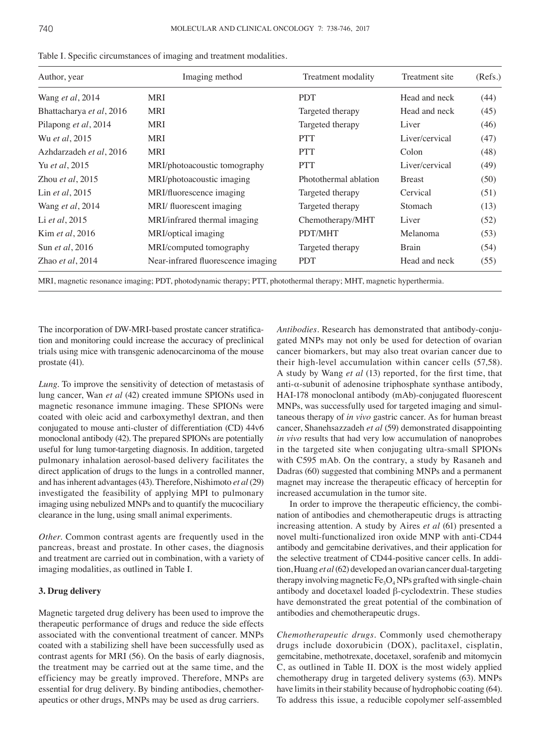Table I. Specific circumstances of imaging and treatment modalities.

| Author, year | Imaging method | Treatment modality | Treatment site | (Refs.) |
|---|---|---|---|---|
| Wang *et al*, 2014 | MRI | PDT | Head and neck | (44) |
| Bhattacharya *et al*, 2016 | MRI | Targeted therapy | Head and neck | (45) |
| Pilapong *et al*, 2014 | MRI | Targeted therapy | Liver | (46) |
| Wu *et al*, 2015 | MRI | PTT | Liver/cervical | (47) |
| Azhdarzadeh *et al*, 2016 | MRI | PTT | Colon | (48) |
| Yu *et al*, 2015 | MRI/photoacoustic tomography | PTT | Liver/cervical | (49) |
| Zhou *et al*, 2015 | MRI/photoacoustic imaging | Photothermal ablation | Breast | (50) |
| Lin *et al*, 2015 | MRI/fluorescence imaging | Targeted therapy | Cervical | (51) |
| Wang *et al*, 2014 | MRI/ fluorescent imaging | Targeted therapy | Stomach | (13) |
| Li *et al*, 2015 | MRI/infrared thermal imaging | Chemotherapy/MHT | Liver | (52) |
| Kim *et al*, 2016 | MRI/optical imaging | PDT/MHT | Melanoma | (53) |
| Sun *et al*, 2016 | MRI/computed tomography | Targeted therapy | Brain | (54) |
| Zhao *et al*, 2014 | Near-infrared fluorescence imaging | PDT | Head and neck | (55) |

MRI, magnetic resonance imaging; PDT, photodynamic therapy; PTT, photothermal therapy; MHT, magnetic hyperthermia.

The incorporation of DW-MRI-based prostate cancer stratification and monitoring could increase the accuracy of preclinical trials using mice with transgenic adenocarcinoma of the mouse prostate (41).

*Lung*. To improve the sensitivity of detection of metastasis of lung cancer, Wan *et al* (42) created immune SPIONs used in magnetic resonance immune imaging. These SPIONs were coated with oleic acid and carboxymethyl dextran, and then conjugated to mouse anti-cluster of differentiation (CD) 44v6 monoclonal antibody (42). The prepared SPIONs are potentially useful for lung tumor-targeting diagnosis. In addition, targeted pulmonary inhalation aerosol-based delivery facilitates the direct application of drugs to the lungs in a controlled manner, and has inherent advantages (43). Therefore, Nishimoto *et al* (29) investigated the feasibility of applying MPI to pulmonary imaging using nebulized MNPs and to quantify the mucociliary clearance in the lung, using small animal experiments.

*Other*. Common contrast agents are frequently used in the pancreas, breast and prostate. In other cases, the diagnosis and treatment are carried out in combination, with a variety of imaging modalities, as outlined in Table I.

## 3. Drug delivery

Magnetic targeted drug delivery has been used to improve the therapeutic performance of drugs and reduce the side effects associated with the conventional treatment of cancer. MNPs coated with a stabilizing shell have been successfully used as contrast agents for MRI (56). On the basis of early diagnosis, the treatment may be carried out at the same time, and the efficiency may be greatly improved. Therefore, MNPs are essential for drug delivery. By binding antibodies, chemotherapeutics or other drugs, MNPs may be used as drug carriers.

*Antibodies*. Research has demonstrated that antibody-conjugated MNPs may not only be used for detection of ovarian cancer biomarkers, but may also treat ovarian cancer due to their high-level accumulation within cancer cells (57,58). A study by Wang *et al* (13) reported, for the first time, that anti-α-subunit of adenosine triphosphate synthase antibody, HAI-178 monoclonal antibody (mAb)-conjugated fluorescent MNPs, was successfully used for targeted imaging and simultaneous therapy of *in vivo* gastric cancer. As for human breast cancer, Shanehsazzadeh *et al* (59) demonstrated disappointing *in vivo* results that had very low accumulation of nanoprobes in the targeted site when conjugating ultra-small SPIONs with C595 mAb. On the contrary, a study by Rasaneh and Dadras (60) suggested that combining MNPs and a permanent magnet may increase the therapeutic efficacy of herceptin for increased accumulation in the tumor site.

In order to improve the therapeutic efficiency, the combination of antibodies and chemotherapeutic drugs is attracting increasing attention. A study by Aires *et al* (61) presented a novel multi-functionalized iron oxide MNP with anti-CD44 antibody and gemcitabine derivatives, and their application for the selective treatment of CD44-positive cancer cells. In addition, Huang *et al* (62) developed an ovarian cancer dual-targeting therapy involving magnetic $Fe_3O_4$ NPs grafted with single-chain antibody and docetaxel loaded β-cyclodextrin. These studies have demonstrated the great potential of the combination of antibodies and chemotherapeutic drugs.

*Chemotherapeutic drugs*. Commonly used chemotherapy drugs include doxorubicin (DOX), paclitaxel, cisplatin, gemcitabine, methotrexate, docetaxel, sorafenib and mitomycin C, as outlined in Table II. DOX is the most widely applied chemotherapy drug in targeted delivery systems (63). MNPs have limits in their stability because of hydrophobic coating (64). To address this issue, a reducible copolymer self-assembled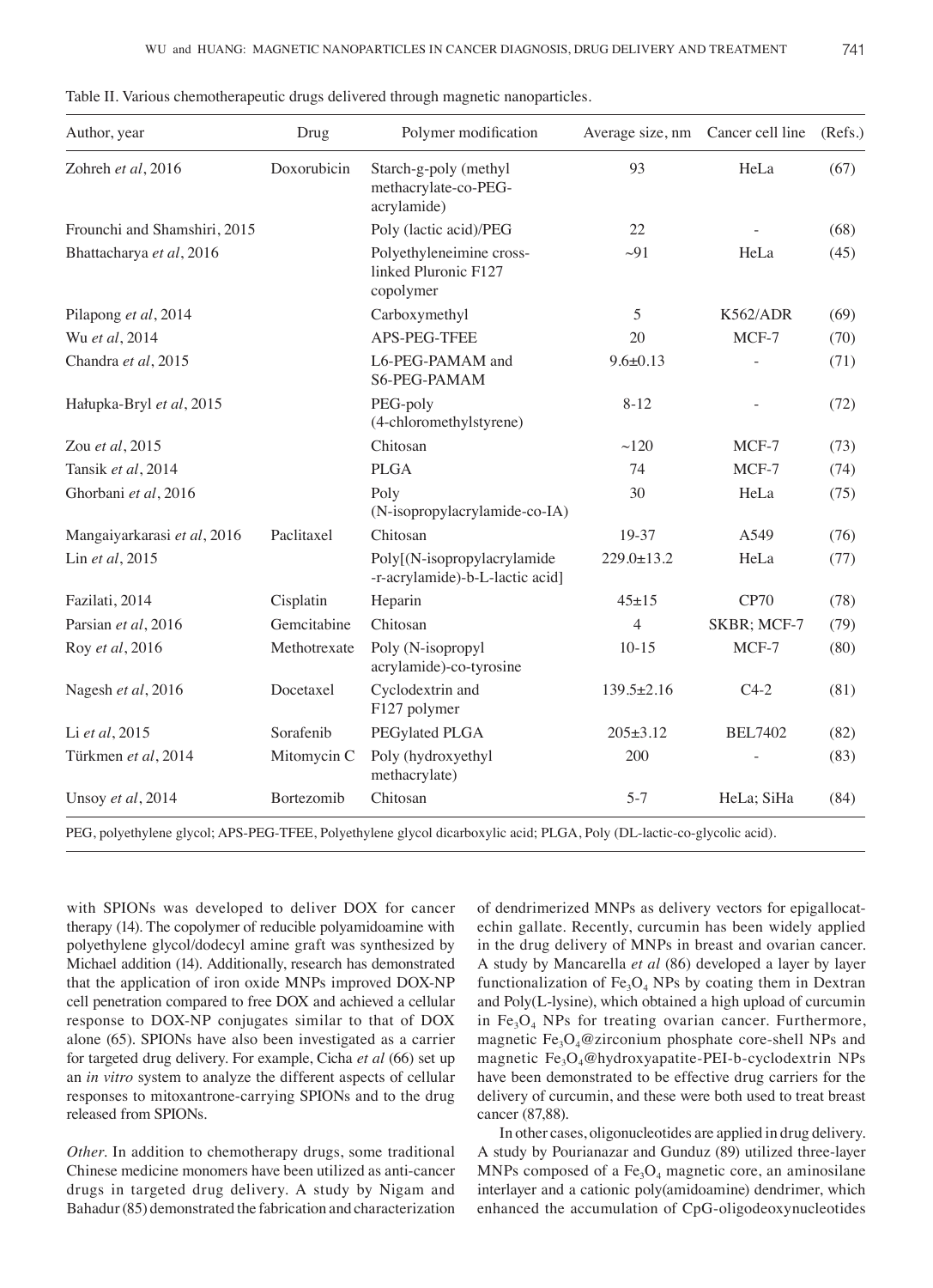Table II. Various chemotherapeutic drugs delivered through magnetic nanoparticles.

| Author, year | Drug | Polymer modification | Average size, nm | Cancer cell line | (Refs.) |
|---|---|---|---|---|---|
| Zohreh *et al*, 2016 | Doxorubicin | Starch-g-poly (methyl methacrylate-co-PEG-acrylamide) | 93 | HeLa | (67) |
| Frounchi and Shamshiri, 2015 | | Poly (lactic acid)/PEG | 22 | - | (68) |
| Bhattacharya *et al*, 2016 | | Polyethyleneimine cross-linked Pluronic F127 copolymer | ~91 | HeLa | (45) |
| Pilapong *et al*, 2014 | | Carboxymethyl | 5 | K562/ADR | (69) |
| Wu *et al*, 2014 | | APS-PEG-TFEE | 20 | MCF-7 | (70) |
| Chandra *et al*, 2015 | | L6-PEG-PAMAM and S6-PEG-PAMAM | 9.6±0.13 | - | (71) |
| Hałupka-Bryl *et al*, 2015 | | PEG-poly (4-chloromethylstyrene) | 8-12 | - | (72) |
| Zou *et al*, 2015 | | Chitosan | ~120 | MCF-7 | (73) |
| Tansik *et al*, 2014 | | PLGA | 74 | MCF-7 | (74) |
| Ghorbani *et al*, 2016 | | Poly (N-isopropylacrylamide-co-IA) | 30 | HeLa | (75) |
| Mangaiyarkarasi *et al*, 2016 | Paclitaxel | Chitosan | 19-37 | A549 | (76) |
| Lin *et al*, 2015 | | Poly[(N-isopropylacrylamide -r-acrylamide)-b-L-lactic acid] | 229.0±13.2 | HeLa | (77) |
| Fazilati, 2014 | Cisplatin | Heparin | 45±15 | CP70 | (78) |
| Parsian *et al*, 2016 | Gemcitabine | Chitosan | 4 | SKBR; MCF-7 | (79) |
| Roy *et al*, 2016 | Methotrexate | Poly (N-isopropyl acrylamide)-co-tyrosine | 10-15 | MCF-7 | (80) |
| Nagesh *et al*, 2016 | Docetaxel | Cyclodextrin and F127 polymer | 139.5±2.16 | C4-2 | (81) |
| Li *et al*, 2015 | Sorafenib | PEGylated PLGA | 205±3.12 | BEL7402 | (82) |
| Türkmen *et al*, 2014 | Mitomycin C | Poly (hydroxyethyl methacrylate) | 200 | - | (83) |
| Unsoy *et al*, 2014 | Bortezomib | Chitosan | 5-7 | HeLa; SiHa | (84) |

PEG, polyethylene glycol; APS-PEG-TFEE, Polyethylene glycol dicarboxylic acid; PLGA, Poly (DL-lactic-co-glycolic acid).

with SPIONs was developed to deliver DOX for cancer therapy (14). The copolymer of reducible polyamidoamine with polyethylene glycol/dodecyl amine graft was synthesized by Michael addition (14). Additionally, research has demonstrated that the application of iron oxide MNPs improved DOX-NP cell penetration compared to free DOX and achieved a cellular response to DOX-NP conjugates similar to that of DOX alone (65). SPIONs have also been investigated as a carrier for targeted drug delivery. For example, Cicha *et al* (66) set up an *in vitro* system to analyze the different aspects of cellular responses to mitoxantrone-carrying SPIONs and to the drug released from SPIONs.

*Other.* In addition to chemotherapy drugs, some traditional Chinese medicine monomers have been utilized as anti-cancer drugs in targeted drug delivery. A study by Nigam and Bahadur (85) demonstrated the fabrication and characterization of dendrimerized MNPs as delivery vectors for epigallocatechin gallate. Recently, curcumin has been widely applied in the drug delivery of MNPs in breast and ovarian cancer. A study by Mancarella *et al* (86) developed a layer by layer functionalization of $Fe_3O_4$ NPs by coating them in Dextran and Poly(L-lysine), which obtained a high upload of curcumin in $Fe_3O_4$ NPs for treating ovarian cancer. Furthermore, magnetic $Fe_3O_4$@zirconium phosphate core-shell NPs and magnetic $Fe_3O_4$@hydroxyapatite-PEI-b-cyclodextrin NPs have been demonstrated to be effective drug carriers for the delivery of curcumin, and these were both used to treat breast cancer (87,88).

In other cases, oligonucleotides are applied in drug delivery. A study by Pourianazar and Gunduz (89) utilized three-layer MNPs composed of a $Fe_3O_4$ magnetic core, an aminosilane interlayer and a cationic poly(amidoamine) dendrimer, which enhanced the accumulation of CpG-oligodeoxynucleotides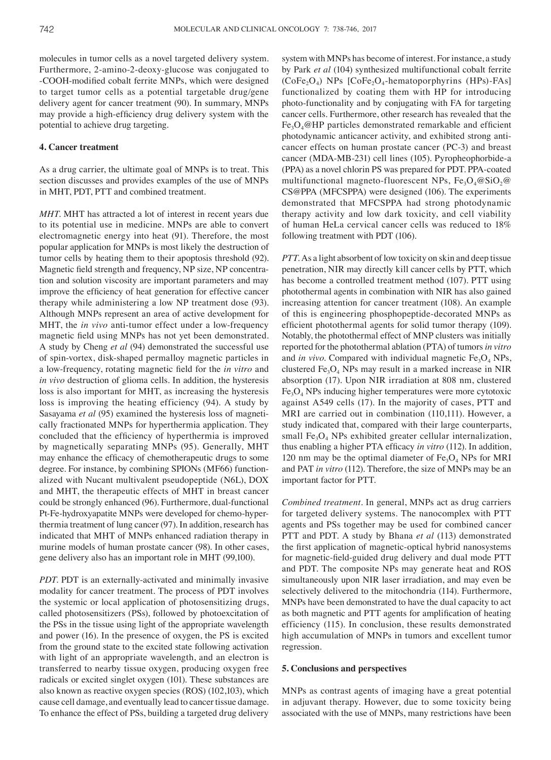molecules in tumor cells as a novel targeted delivery system. Furthermore, 2-amino-2-deoxy-glucose was conjugated to -COOH-modified cobalt ferrite MNPs, which were designed to target tumor cells as a potential targetable drug/gene delivery agent for cancer treatment (90). In summary, MNPs may provide a high-efficiency drug delivery system with the potential to achieve drug targeting.

## 4. Cancer treatment

As a drug carrier, the ultimate goal of MNPs is to treat. This section discusses and provides examples of the use of MNPs in MHT, PDT, PTT and combined treatment.

*MHT*. MHT has attracted a lot of interest in recent years due to its potential use in medicine. MNPs are able to convert electromagnetic energy into heat (91). Therefore, the most popular application for MNPs is most likely the destruction of tumor cells by heating them to their apoptosis threshold (92). Magnetic field strength and frequency, NP size, NP concentration and solution viscosity are important parameters and may improve the efficiency of heat generation for effective cancer therapy while administering a low NP treatment dose (93). Although MNPs represent an area of active development for MHT, the *in vivo* anti-tumor effect under a low-frequency magnetic field using MNPs has not yet been demonstrated. A study by Cheng *et al* (94) demonstrated the successful use of spin-vortex, disk-shaped permalloy magnetic particles in a low-frequency, rotating magnetic field for the *in vitro* and *in vivo* destruction of glioma cells. In addition, the hysteresis loss is also important for MHT, as increasing the hysteresis loss is improving the heating efficiency (94). A study by Sasayama *et al* (95) examined the hysteresis loss of magnetically fractionated MNPs for hyperthermia application. They concluded that the efficiency of hyperthermia is improved by magnetically separating MNPs (95). Generally, MHT may enhance the efficacy of chemotherapeutic drugs to some degree. For instance, by combining SPIONs (MF66) functionalized with Nucant multivalent pseudopeptide (N6L), DOX and MHT, the therapeutic effects of MHT in breast cancer could be strongly enhanced (96). Furthermore, dual-functional Pt-Fe-hydroxyapatite MNPs were developed for chemo-hyperthermia treatment of lung cancer (97). In addition, research has indicated that MHT of MNPs enhanced radiation therapy in murine models of human prostate cancer (98). In other cases, gene delivery also has an important role in MHT (99,100).

*PDT*. PDT is an externally-activated and minimally invasive modality for cancer treatment. The process of PDT involves the systemic or local application of photosensitizing drugs, called photosensitizers (PSs), followed by photoexcitation of the PSs in the tissue using light of the appropriate wavelength and power (16). In the presence of oxygen, the PS is excited from the ground state to the excited state following activation with light of an appropriate wavelength, and an electron is transferred to nearby tissue oxygen, producing oxygen free radicals or excited singlet oxygen (101). These substances are also known as reactive oxygen species (ROS) (102,103), which cause cell damage, and eventually lead to cancer tissue damage. To enhance the effect of PSs, building a targeted drug delivery system with MNPs has become of interest. For instance, a study by Park *et al* (104) synthesized multifunctional cobalt ferrite ($CoFe_2O_4$) NPs [$CoFe_2O_4$-hematoporphyrins (HPs)-FAs] functionalized by coating them with HP for introducing photo-functionality and by conjugating with FA for targeting cancer cells. Furthermore, other research has revealed that the $Fe_3O_4$@HP particles demonstrated remarkable and efficient photodynamic anticancer activity, and exhibited strong anticancer effects on human prostate cancer (PC-3) and breast cancer (MDA-MB-231) cell lines (105). Pyropheophorbide-a (PPA) as a novel chlorin PS was prepared for PDT. PPA-coated multifunctional magneto-fluorescent NPs, $Fe_3O_4$@$SiO_2$@CS@PPA (MFCSPPA) were designed (106). The experiments demonstrated that MFCSPPA had strong photodynamic therapy activity and low dark toxicity, and cell viability of human HeLa cervical cancer cells was reduced to 18% following treatment with PDT (106).

*PTT*. As a light absorbent of low toxicity on skin and deep tissue penetration, NIR may directly kill cancer cells by PTT, which has become a controlled treatment method (107). PTT using photothermal agents in combination with NIR has also gained increasing attention for cancer treatment (108). An example of this is engineering phosphopeptide-decorated MNPs as efficient photothermal agents for solid tumor therapy (109). Notably, the photothermal effect of MNP clusters was initially reported for the photothermal ablation (PTA) of tumors *in vitro* and *in vivo*. Compared with individual magnetic $Fe_3O_4$ NPs, clustered $Fe_3O_4$ NPs may result in a marked increase in NIR absorption (17). Upon NIR irradiation at 808 nm, clustered $Fe_3O_4$ NPs inducing higher temperatures were more cytotoxic against A549 cells (17). In the majority of cases, PTT and MRI are carried out in combination (110,111). However, a study indicated that, compared with their large counterparts, small $Fe_3O_4$ NPs exhibited greater cellular internalization, thus enabling a higher PTA efficacy *in vitro* (112). In addition, 120 nm may be the optimal diameter of $Fe_3O_4$ NPs for MRI and PAT *in vitro* (112). Therefore, the size of MNPs may be an important factor for PTT.

*Combined treatment*. In general, MNPs act as drug carriers for targeted delivery systems. The nanocomplex with PTT agents and PSs together may be used for combined cancer PTT and PDT. A study by Bhana *et al* (113) demonstrated the first application of magnetic-optical hybrid nanosystems for magnetic-field-guided drug delivery and dual mode PTT and PDT. The composite NPs may generate heat and ROS simultaneously upon NIR laser irradiation, and may even be selectively delivered to the mitochondria (114). Furthermore, MNPs have been demonstrated to have the dual capacity to act as both magnetic and PTT agents for amplification of heating efficiency (115). In conclusion, these results demonstrated high accumulation of MNPs in tumors and excellent tumor regression.

## 5. Conclusions and perspectives

MNPs as contrast agents of imaging have a great potential in adjuvant therapy. However, due to some toxicity being associated with the use of MNPs, many restrictions have been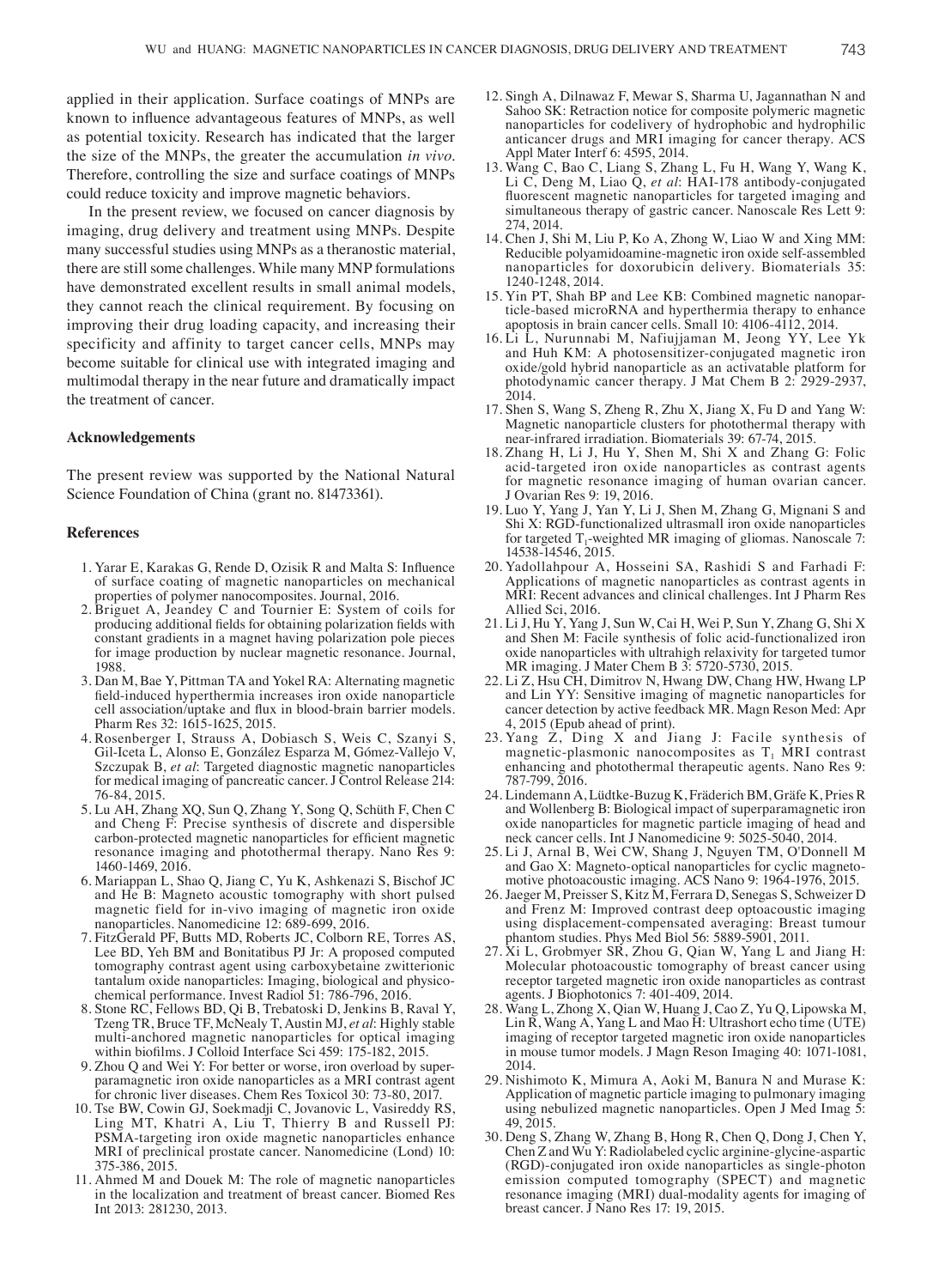applied in their application. Surface coatings of MNPs are known to influence advantageous features of MNPs, as well as potential toxicity. Research has indicated that the larger the size of the MNPs, the greater the accumulation *in vivo*. Therefore, controlling the size and surface coatings of MNPs could reduce toxicity and improve magnetic behaviors.

In the present review, we focused on cancer diagnosis by imaging, drug delivery and treatment using MNPs. Despite many successful studies using MNPs as a theranostic material, there are still some challenges. While many MNP formulations have demonstrated excellent results in small animal models, they cannot reach the clinical requirement. By focusing on improving their drug loading capacity, and increasing their specificity and affinity to target cancer cells, MNPs may become suitable for clinical use with integrated imaging and multimodal therapy in the near future and dramatically impact the treatment of cancer.

## Acknowledgements

The present review was supported by the National Natural Science Foundation of China (grant no. 81473361).

## References

1. Yarar E, Karakas G, Rende D, Ozisik R and Malta S: Influence of surface coating of magnetic nanoparticles on mechanical properties of polymer nanocomposites. Journal, 2016.
2. Briguet A, Jeandey C and Tournier E: System of coils for producing additional fields for obtaining polarization fields with constant gradients in a magnet having polarization pole pieces for image production by nuclear magnetic resonance. Journal, 1988.
3. Dan M, Bae Y, Pittman TA and Yokel RA: Alternating magnetic field-induced hyperthermia increases iron oxide nanoparticle cell association/uptake and flux in blood-brain barrier models. Pharm Res 32: 1615-1625, 2015.
4. Rosenberger I, Strauss A, Dobiasch S, Weis C, Szanyi S, Gil-Iceta L, Alonso E, González Esparza M, Gómez-Vallejo V, Szczupak B, *et al*: Targeted diagnostic magnetic nanoparticles for medical imaging of pancreatic cancer. J Control Release 214: 76-84, 2015.
5. Lu AH, Zhang XQ, Sun Q, Zhang Y, Song Q, Schüth F, Chen C and Cheng F: Precise synthesis of discrete and dispersible carbon-protected magnetic nanoparticles for efficient magnetic resonance imaging and photothermal therapy. Nano Res 9: 1460-1469, 2016.
6. Mariappan L, Shao Q, Jiang C, Yu K, Ashkenazi S, Bischof JC and He B: Magneto acoustic tomography with short pulsed magnetic field for in-vivo imaging of magnetic iron oxide nanoparticles. Nanomedicine 12: 689-699, 2016.
7. FitzGerald PF, Butts MD, Roberts JC, Colborn RE, Torres AS, Lee BD, Yeh BM and Bonitatibus PJ Jr: A proposed computed tomography contrast agent using carboxybetaine zwitterionic tantalum oxide nanoparticles: Imaging, biological and physicochemical performance. Invest Radiol 51: 786-796, 2016.
8. Stone RC, Fellows BD, Qi B, Trebatoski D, Jenkins B, Raval Y, Tzeng TR, Bruce TF, McNealy T, Austin MJ, *et al*: Highly stable multi-anchored magnetic nanoparticles for optical imaging within biofilms. J Colloid Interface Sci 459: 175-182, 2015.
9. Zhou Q and Wei Y: For better or worse, iron overload by superparamagnetic iron oxide nanoparticles as a MRI contrast agent for chronic liver diseases. Chem Res Toxicol 30: 73-80, 2017.
10. Tse BW, Cowin GJ, Soekmadji C, Jovanovic L, Vasireddy RS, Ling MT, Khatri A, Liu T, Thierry B and Russell PJ: PSMA-targeting iron oxide magnetic nanoparticles enhance MRI of preclinical prostate cancer. Nanomedicine (Lond) 10: 375-386, 2015.
11. Ahmed M and Douek M: The role of magnetic nanoparticles in the localization and treatment of breast cancer. Biomed Res Int 2013: 281230, 2013.
12. Singh A, Dilnawaz F, Mewar S, Sharma U, Jagannathan N and Sahoo SK: Retraction notice for composite polymeric magnetic nanoparticles for codelivery of hydrophobic and hydrophilic anticancer drugs and MRI imaging for cancer therapy. ACS Appl Mater Interf 6: 4595, 2014.
13. Wang C, Bao C, Liang S, Zhang L, Fu H, Wang Y, Wang K, Li C, Deng M, Liao Q, *et al*: HAI-178 antibody-conjugated fluorescent magnetic nanoparticles for targeted imaging and simultaneous therapy of gastric cancer. Nanoscale Res Lett 9: 274, 2014.
14. Chen J, Shi M, Liu P, Ko A, Zhong W, Liao W and Xing MM: Reducible polyamidoamine-magnetic iron oxide self-assembled nanoparticles for doxorubicin delivery. Biomaterials 35: 1240-1248, 2014.
15. Yin PT, Shah BP and Lee KB: Combined magnetic nanoparticle-based microRNA and hyperthermia therapy to enhance apoptosis in brain cancer cells. Small 10: 4106-4112, 2014.
16. Li L, Nurunnabi M, Nafiujjaman M, Jeong YY, Lee Yk and Huh KM: A photosensitizer-conjugated magnetic iron oxide/gold hybrid nanoparticle as an activatable platform for photodynamic cancer therapy. J Mat Chem B 2: 2929-2937, 2014.
17. Shen S, Wang S, Zheng R, Zhu X, Jiang X, Fu D and Yang W: Magnetic nanoparticle clusters for photothermal therapy with near-infrared irradiation. Biomaterials 39: 67-74, 2015.
18. Zhang H, Li J, Hu Y, Shen M, Shi X and Zhang G: Folic acid-targeted iron oxide nanoparticles as contrast agents for magnetic resonance imaging of human ovarian cancer. J Ovarian Res 9: 19, 2016.
19. Luo Y, Yang J, Yan Y, Li J, Shen M, Zhang G, Mignani S and Shi X: RGD-functionalized ultrasmall iron oxide nanoparticles for targeted $T_1$-weighted MR imaging of gliomas. Nanoscale 7: 14538-14546, 2015.
20. Yadollahpour A, Hosseini SA, Rashidi S and Farhadi F: Applications of magnetic nanoparticles as contrast agents in MRI: Recent advances and clinical challenges. Int J Pharm Res Allied Sci, 2016.
21. Li J, Hu Y, Yang J, Sun W, Cai H, Wei P, Sun Y, Zhang G, Shi X and Shen M: Facile synthesis of folic acid-functionalized iron oxide nanoparticles with ultrahigh relaxivity for targeted tumor MR imaging. J Mater Chem B 3: 5720-5730, 2015.
22. Li Z, Hsu CH, Dimitrov N, Hwang DW, Chang HW, Hwang LP and Lin YY: Sensitive imaging of magnetic nanoparticles for cancer detection by active feedback MR. Magn Reson Med: Apr 4, 2015 (Epub ahead of print).
23. Yang Z, Ding X and Jiang J: Facile synthesis of magnetic-plasmonic nanocomposites as $T_1$ MRI contrast enhancing and photothermal therapeutic agents. Nano Res 9: 787-799, 2016.
24. Lindemann A, Lüdtke-Buzug K, Fräderich BM, Gräfe K, Pries R and Wollenberg B: Biological impact of superparamagnetic iron oxide nanoparticles for magnetic particle imaging of head and neck cancer cells. Int J Nanomedicine 9: 5025-5040, 2014.
25. Li J, Arnal B, Wei CW, Shang J, Nguyen TM, O'Donnell M and Gao X: Magneto-optical nanoparticles for cyclic magnetomotive photoacoustic imaging. ACS Nano 9: 1964-1976, 2015.
26. Jaeger M, Preisser S, Kitz M, Ferrara D, Senegas S, Schweizer D and Frenz M: Improved contrast deep optoacoustic imaging using displacement-compensated averaging: Breast tumour phantom studies. Phys Med Biol 56: 5889-5901, 2011.
27. Xi L, Grobmyer SR, Zhou G, Qian W, Yang L and Jiang H: Molecular photoacoustic tomography of breast cancer using receptor targeted magnetic iron oxide nanoparticles as contrast agents. J Biophotonics 7: 401-409, 2014.
28. Wang L, Zhong X, Qian W, Huang J, Cao Z, Yu Q, Lipowska M, Lin R, Wang A, Yang L and Mao H: Ultrashort echo time (UTE) imaging of receptor targeted magnetic iron oxide nanoparticles in mouse tumor models. J Magn Reson Imaging 40: 1071-1081, 2014.
29. Nishimoto K, Mimura A, Aoki M, Banura N and Murase K: Application of magnetic particle imaging to pulmonary imaging using nebulized magnetic nanoparticles. Open J Med Imag 5: 49, 2015.
30. Deng S, Zhang W, Zhang B, Hong R, Chen Q, Dong J, Chen Y, Chen Z and Wu Y: Radiolabeled cyclic arginine-glycine-aspartic (RGD)-conjugated iron oxide nanoparticles as single-photon emission computed tomography (SPECT) and magnetic resonance imaging (MRI) dual-modality agents for imaging of breast cancer. J Nano Res 17: 19, 2015.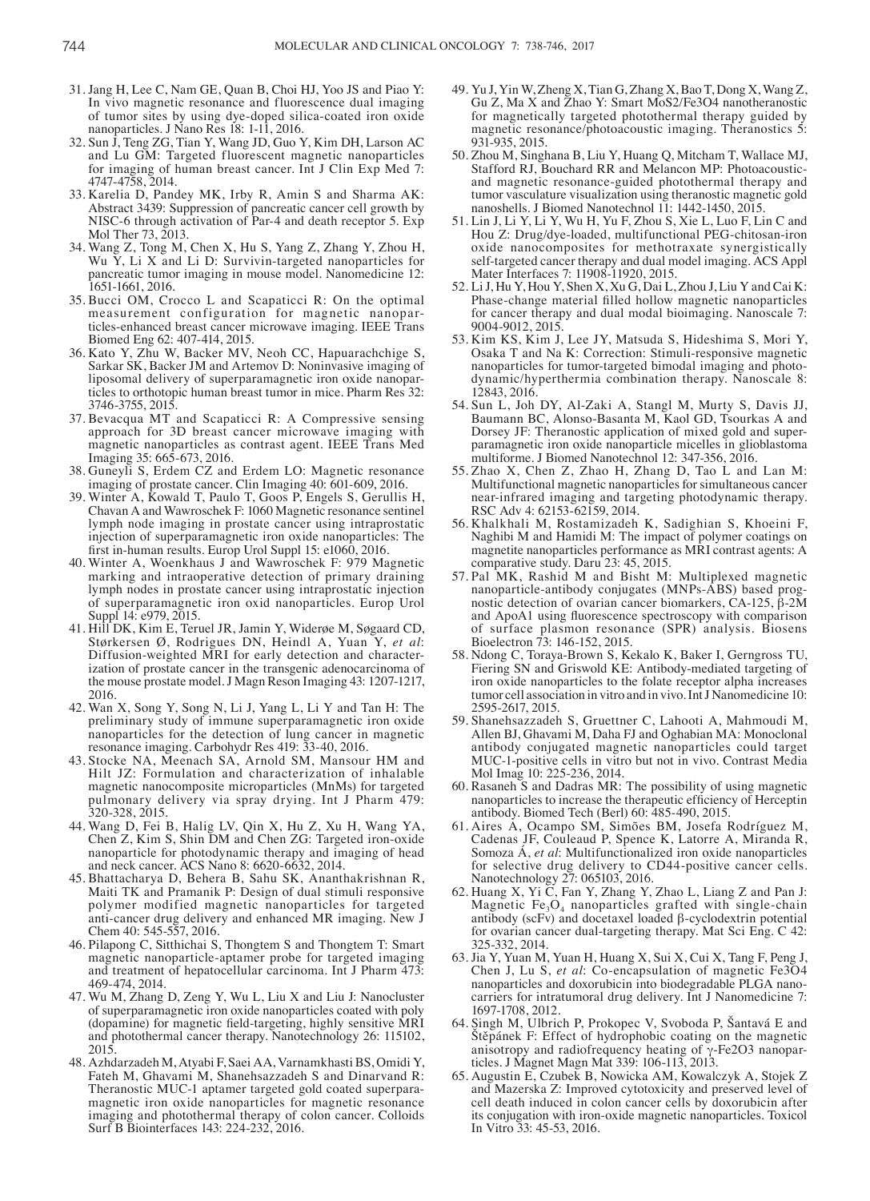31. Jang H, Lee C, Nam GE, Quan B, Choi HJ, Yoo JS and Piao Y: In vivo magnetic resonance and fluorescence dual imaging of tumor sites by using dye-doped silica-coated iron oxide nanoparticles. J Nano Res 18: 1-11, 2016.
32. Sun J, Teng ZG, Tian Y, Wang JD, Guo Y, Kim DH, Larson AC and Lu GM: Targeted fluorescent magnetic nanoparticles for imaging of human breast cancer. Int J Clin Exp Med 7: 4747-4758, 2014.
33. Karelia D, Pandey MK, Irby R, Amin S and Sharma AK: Abstract 3439: Suppression of pancreatic cancer cell growth by NISC-6 through activation of Par-4 and death receptor 5. Exp Mol Ther 73, 2013.
34. Wang Z, Tong M, Chen X, Hu S, Yang Z, Zhang Y, Zhou H, Wu Y, Li X and Li D: Survivin-targeted nanoparticles for pancreatic tumor imaging in mouse model. Nanomedicine 12: 1651-1661, 2016.
35. Bucci OM, Crocco L and Scapaticci R: On the optimal measurement configuration for magnetic nanoparticles-enhanced breast cancer microwave imaging. IEEE Trans Biomed Eng 62: 407-414, 2015.
36. Kato Y, Zhu W, Backer MV, Neoh CC, Hapuarachchige S, Sarkar SK, Backer JM and Artemov D: Noninvasive imaging of liposomal delivery of superparamagnetic iron oxide nanoparticles to orthotopic human breast tumor in mice. Pharm Res 32: 3746-3755, 2015.
37. Bevacqua MT and Scapaticci R: A Compressive sensing approach for 3D breast cancer microwave imaging with magnetic nanoparticles as contrast agent. IEEE Trans Med Imaging 35: 665-673, 2016.
38. Guneyli S, Erdem CZ and Erdem LO: Magnetic resonance imaging of prostate cancer. Clin Imaging 40: 601-609, 2016.
39. Winter A, Kowald T, Paulo T, Goos P, Engels S, Gerullis H, Chavan A and Wawroschek F: 1060 Magnetic resonance sentinel lymph node imaging in prostate cancer using intraprostatic injection of superparamagnetic iron oxide nanoparticles: The first in-human results. Europ Urol Suppl 15: e1060, 2016.
40. Winter A, Woenkhaus J and Wawroschek F: 979 Magnetic marking and intraoperative detection of primary draining lymph nodes in prostate cancer using intraprostatic injection of superparamagnetic iron oxid nanoparticles. Europ Urol Suppl 14: e979, 2015.
41. Hill DK, Kim E, Teruel JR, Jamin Y, Widerøe M, Søgaard CD, Størkersen Ø, Rodrigues DN, Heindl A, Yuan Y, *et al*: Diffusion-weighted MRI for early detection and characterization of prostate cancer in the transgenic adenocarcinoma of the mouse prostate model. J Magn Reson Imaging 43: 1207-1217, 2016.
42. Wan X, Song Y, Song N, Li J, Yang L, Li Y and Tan H: The preliminary study of immune superparamagnetic iron oxide nanoparticles for the detection of lung cancer in magnetic resonance imaging. Carbohydr Res 419: 33-40, 2016.
43. Stocke NA, Meenach SA, Arnold SM, Mansour HM and Hilt JZ: Formulation and characterization of inhalable magnetic nanocomposite microparticles (MnMs) for targeted pulmonary delivery via spray drying. Int J Pharm 479: 320-328, 2015.
44. Wang D, Fei B, Halig LV, Qin X, Hu Z, Xu H, Wang YA, Chen Z, Kim S, Shin DM and Chen ZG: Targeted iron-oxide nanoparticle for photodynamic therapy and imaging of head and neck cancer. ACS Nano 8: 6620-6632, 2014.
45. Bhattacharya D, Behera B, Sahu SK, Ananthakrishnan R, Maiti TK and Pramanik P: Design of dual stimuli responsive polymer modified magnetic nanoparticles for targeted anti-cancer drug delivery and enhanced MR imaging. New J Chem 40: 545-557, 2016.
46. Pilapong C, Sitthichai S, Thongtem S and Thongtem T: Smart magnetic nanoparticle-aptamer probe for targeted imaging and treatment of hepatocellular carcinoma. Int J Pharm 473: 469-474, 2014.
47. Wu M, Zhang D, Zeng Y, Wu L, Liu X and Liu J: Nanocluster of superparamagnetic iron oxide nanoparticles coated with poly (dopamine) for magnetic field-targeting, highly sensitive MRI and photothermal cancer therapy. Nanotechnology 26: 115102, 2015.
48. Azhdarzadeh M, Atyabi F, Saei AA, Varnamkhasti BS, Omidi Y, Fateh M, Ghavami M, Shanehsazzadeh S and Dinarvand R: Theranostic MUC-1 aptamer targeted gold coated superparamagnetic iron oxide nanoparticles for magnetic resonance imaging and photothermal therapy of colon cancer. Colloids Surf B Biointerfaces 143: 224-232, 2016.
49. Yu J, Yin W, Zheng X, Tian G, Zhang X, Bao T, Dong X, Wang Z, Gu Z, Ma X and Zhao Y: Smart MoS2/Fe3O4 nanotheranostic for magnetically targeted photothermal therapy guided by magnetic resonance/photoacoustic imaging. Theranostics 5: 931-935, 2015.
50. Zhou M, Singhana B, Liu Y, Huang Q, Mitcham T, Wallace MJ, Stafford RJ, Bouchard RR and Melancon MP: Photoacoustic- and magnetic resonance-guided photothermal therapy and tumor vasculature visualization using theranostic magnetic gold nanoshells. J Biomed Nanotechnol 11: 1442-1450, 2015.
51. Lin J, Li Y, Li Y, Wu H, Yu F, Zhou S, Xie L, Luo F, Lin C and Hou Z: Drug/dye-loaded, multifunctional PEG-chitosan-iron oxide nanocomposites for methotraxate synergistically self-targeted cancer therapy and dual model imaging. ACS Appl Mater Interfaces 7: 11908-11920, 2015.
52. Li J, Hu Y, Hou Y, Shen X, Xu G, Dai L, Zhou J, Liu Y and Cai K: Phase-change material filled hollow magnetic nanoparticles for cancer therapy and dual modal bioimaging. Nanoscale 7: 9004-9012, 2015.
53. Kim KS, Kim J, Lee JY, Matsuda S, Hideshima S, Mori Y, Osaka T and Na K: Correction: Stimuli-responsive magnetic nanoparticles for tumor-targeted bimodal imaging and photodynamic/hyperthermia combination therapy. Nanoscale 8: 12843, 2016.
54. Sun L, Joh DY, Al-Zaki A, Stangl M, Murty S, Davis JJ, Baumann BC, Alonso-Basanta M, Kaol GD, Tsourkas A and Dorsey JF: Theranostic application of mixed gold and superparamagnetic iron oxide nanoparticle micelles in glioblastoma multiforme. J Biomed Nanotechnol 12: 347-356, 2016.
55. Zhao X, Chen Z, Zhao H, Zhang D, Tao L and Lan M: Multifunctional magnetic nanoparticles for simultaneous cancer near-infrared imaging and targeting photodynamic therapy. RSC Adv 4: 62153-62159, 2014.
56. Khalkhali M, Rostamizadeh K, Sadighian S, Khoeini F, Naghibi M and Hamidi M: The impact of polymer coatings on magnetite nanoparticles performance as MRI contrast agents: A comparative study. Daru 23: 45, 2015.
57. Pal MK, Rashid M and Bisht M: Multiplexed magnetic nanoparticle-antibody conjugates (MNPs-ABS) based prognostic detection of ovarian cancer biomarkers, CA-125, β-2M and ApoA1 using fluorescence spectroscopy with comparison of surface plasmon resonance (SPR) analysis. Biosens Bioelectron 73: 146-152, 2015.
58. Ndong C, Toraya-Brown S, Kekalo K, Baker I, Gerngross TU, Fiering SN and Griswold KE: Antibody-mediated targeting of iron oxide nanoparticles to the folate receptor alpha increases tumor cell association in vitro and in vivo. Int J Nanomedicine 10: 2595-2617, 2015.
59. Shanehsazzadeh S, Gruettner C, Lahooti A, Mahmoudi M, Allen BJ, Ghavami M, Daha FJ and Oghabian MA: Monoclonal antibody conjugated magnetic nanoparticles could target MUC-1-positive cells in vitro but not in vivo. Contrast Media Mol Imag 10: 225-236, 2014.
60. Rasaneh S and Dadras MR: The possibility of using magnetic nanoparticles to increase the therapeutic efficiency of Herceptin antibody. Biomed Tech (Berl) 60: 485-490, 2015.
61. Aires A, Ocampo SM, Simões BM, Josefa Rodríguez M, Cadenas JF, Couleaud P, Spence K, Latorre A, Miranda R, Somoza Á, *et al*: Multifunctionalized iron oxide nanoparticles for selective drug delivery to CD44-positive cancer cells. Nanotechnology 27: 065103, 2016.
62. Huang X, Yi C, Fan Y, Zhang Y, Zhao L, Liang Z and Pan J: Magnetic $Fe_3O_4$ nanoparticles grafted with single-chain antibody (scFv) and docetaxel loaded β-cyclodextrin potential for ovarian cancer dual-targeting therapy. Mat Sci Eng. C 42: 325-332, 2014.
63. Jia Y, Yuan M, Yuan H, Huang X, Sui X, Cui X, Tang F, Peng J, Chen J, Lu S, *et al*: Co-encapsulation of magnetic Fe3O4 nanoparticles and doxorubicin into biodegradable PLGA nanocarriers for intratumoral drug delivery. Int J Nanomedicine 7: 1697-1708, 2012.
64. Singh M, Ulbrich P, Prokopec V, Svoboda P, Šantavá E and Štěpánek F: Effect of hydrophobic coating on the magnetic anisotropy and radiofrequency heating of γ-Fe2O3 nanoparticles. J Magnet Magn Mat 339: 106-113, 2013.
65. Augustin E, Czubek B, Nowicka AM, Kowalczyk A, Stojek Z and Mazerska Z: Improved cytotoxicity and preserved level of cell death induced in colon cancer cells by doxorubicin after its conjugation with iron-oxide magnetic nanoparticles. Toxicol In Vitro 33: 45-53, 2016.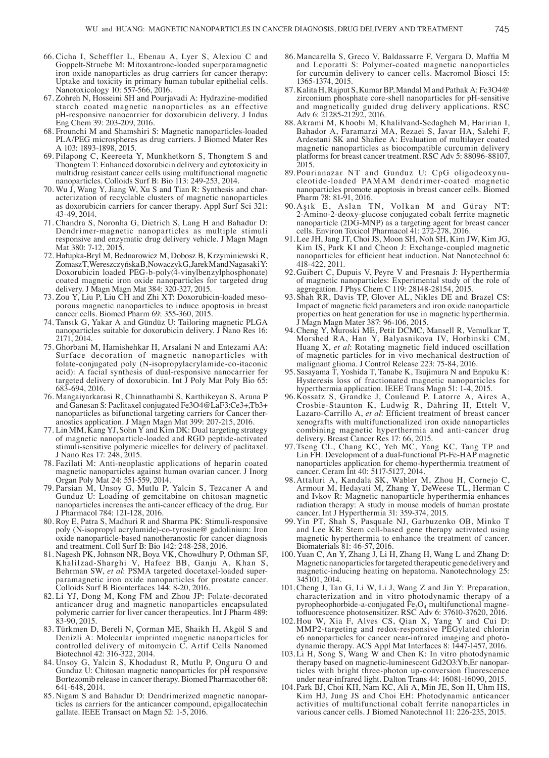66. Cicha I, Scheffler L, Ebenau A, Lyer S, Alexiou C and Goppelt-Struebe M: Mitoxantrone-loaded superparamagnetic iron oxide nanoparticles as drug carriers for cancer therapy: Uptake and toxicity in primary human tubular epithelial cells. Nanotoxicology 10: 557-566, 2016.
67. Zohreh N, Hosseini SH and Pourjavadi A: Hydrazine-modified starch coated magnetic nanoparticles as an effective pH-responsive nanocarrier for doxorubicin delivery. J Indus Eng Chem 39: 203-209, 2016.
68. Frounchi M and Shamshiri S: Magnetic nanoparticles-loaded PLA/PEG microspheres as drug carriers. J Biomed Mater Res A 103: 1893-1898, 2015.
69. Pilapong C, Keereeta Y, Munkhetkorn S, Thongtem S and Thongtem T: Enhanced doxorubicin delivery and cytotoxicity in multidrug resistant cancer cells using multifunctional magnetic nanoparticles. Colloids Surf B: Bio 113: 249-253, 2014.
70. Wu J, Wang Y, Jiang W, Xu S and Tian R: Synthesis and characterization of recyclable clusters of magnetic nanoparticles as doxorubicin carriers for cancer therapy. Appl Surf Sci 321: 43-49, 2014.
71. Chandra S, Noronha G, Dietrich S, Lang H and Bahadur D: Dendrimer-magnetic nanoparticles as multiple stimuli responsive and enzymatic drug delivery vehicle. J Magn Magn Mat 380: 7-12, 2015.
72. Hałupka-Bryl M, Bednarowicz M, Dobosz B, Krzyminiewski R, Zomasz T, Wereszczyńska B, Nowaczyk G, Jarek M and Nagasaki Y: Doxorubicin loaded PEG-b-poly(4-vinylbenzylphosphonate) coated magnetic iron oxide nanoparticles for targeted drug delivery. J Magn Magn Mat 384: 320-327, 2015.
73. Zou Y, Liu P, Liu CH and Zhi XT: Doxorubicin-loaded mesoporous magnetic nanoparticles to induce apoptosis in breast cancer cells. Biomed Pharm 69: 355-360, 2015.
74. Tansık G, Yakar A and Gündüz U: Tailoring magnetic PLGA nanoparticles suitable for doxorubicin delivery. J Nano Res 16: 2171, 2014.
75. Ghorbani M, Hamishehkar H, Arsalani N and Entezami AA: Surface decoration of magnetic nanoparticles with folate-conjugated poly (N-isopropylacrylamide-co-itaconic acid): A facial synthesis of dual-responsive nanocarrier for targeted delivery of doxorubicin. Int J Poly Mat Poly Bio 65: 683-694, 2016.
76. Mangaiyarkarasi R, Chinnathambi S, Karthikeyan S, Aruna P and Ganesan S: Paclitaxel conjugated Fe3O4@LaF3:Ce3+,Tb3+ nanoparticles as bifunctional targeting carriers for Cancer theranostics application. J Magn Magn Mat 399: 207-215, 2016.
77. Lin MM, Kang YJ, Sohn Y and Kim DK: Dual targeting strategy of magnetic nanoparticle-loaded and RGD peptide-activated stimuli-sensitive polymeric micelles for delivery of paclitaxel. J Nano Res 17: 248, 2015.
78. Fazilati M: Anti-neoplastic applications of heparin coated magnetic nanoparticles against human ovarian cancer. J Inorg Organ Poly Mat 24: 551-559, 2014.
79. Parsian M, Unsoy G, Mutlu P, Yalcin S, Tezcaner A and Gunduz U: Loading of gemcitabine on chitosan magnetic nanoparticles increases the anti-cancer efficacy of the drug. Eur J Pharmacol 784: 121-128, 2016.
80. Roy E, Patra S, Madhuri R and Sharma PK: Stimuli-responsive poly (N-isopropyl acrylamide)-co-tyrosine@ gadolinium: Iron oxide nanoparticle-based nanotheranostic for cancer diagnosis and treatment. Coll Surf B: Bio 142: 248-258, 2016.
81. Nagesh PK, Johnson NR, Boya VK, Chowdhury P, Othman SF, Khalilzad-Sharghi V, Hafeez BB, Ganju A, Khan S, Behrman SW, *et al*: PSMA targeted docetaxel-loaded superparamagnetic iron oxide nanoparticles for prostate cancer. Colloids Surf B Biointerfaces 144: 8-20, 2016.
82. Li YJ, Dong M, Kong FM and Zhou JP: Folate-decorated anticancer drug and magnetic nanoparticles encapsulated polymeric carrier for liver cancer therapeutics. Int J Pharm 489: 83-90, 2015.
83. Türkmen D, Bereli N, Çorman ME, Shaikh H, Akgöl S and Denizli A: Molecular imprinted magnetic nanoparticles for controlled delivery of mitomycin C. Artif Cells Nanomed Biotechnol 42: 316-322, 2014.
84. Unsoy G, Yalcin S, Khodadust R, Mutlu P, Onguru O and Gunduz U: Chitosan magnetic nanoparticles for pH responsive Bortezomib release in cancer therapy. Biomed Pharmacother 68: 641-648, 2014.
85. Nigam S and Bahadur D: Dendrimerized magnetic nanoparticles as carriers for the anticancer compound, epigallocatechin gallate. IEEE Transact on Magn 52: 1-5, 2016.
86. Mancarella S, Greco V, Baldassarre F, Vergara D, Maffia M and Leporatti S: Polymer-coated magnetic nanoparticles for curcumin delivery to cancer cells. Macromol Biosci 15: 1365-1374, 2015.
87. Kalita H, Rajput S, Kumar BP, Mandal M and Pathak A: Fe3O4@ zirconium phosphate core-shell nanoparticles for pH-sensitive and magnetically guided drug delivery applications. RSC Adv 6: 21285-21292, 2016.
88. Akrami M, Khoobi M, Khalilvand-Sedagheh M, Haririan I, Bahador A, Faramarzi MA, Rezaei S, Javar HA, Salehi F, Ardestani SK and Shafiee A: Evaluation of multilayer coated magnetic nanoparticles as biocompatible curcumin delivery platforms for breast cancer treatment. RSC Adv 5: 88096-88107, 2015.
89. Pourianazar NT and Gunduz U: CpG oligodeoxynucleotide-loaded PAMAM dendrimer-coated magnetic nanoparticles promote apoptosis in breast cancer cells. Biomed Pharm 78: 81-91, 2016.
90. Aşık E, Aslan TN, Volkan M and Güray NT: 2-Amino-2-deoxy-glucose conjugated cobalt ferrite magnetic nanoparticle (2DG-MNP) as a targeting agent for breast cancer cells. Environ Toxicol Pharmacol 41: 272-278, 2016.
91. Lee JH, Jang JT, Choi JS, Moon SH, Noh SH, Kim JW, Kim JG, Kim IS, Park KI and Cheon J: Exchange-coupled magnetic nanoparticles for efficient heat induction. Nat Nanotechnol 6: 418-422, 2011.
92. Guibert C, Dupuis V, Peyre V and Fresnais J: Hyperthermia of magnetic nanoparticles: Experimental study of the role of aggregation. J Phys Chem C 119: 28148-28154, 2015.
93. Shah RR, Davis TP, Glover AL, Nikles DE and Brazel CS: Impact of magnetic field parameters and iron oxide nanoparticle properties on heat generation for use in magnetic hyperthermia. J Magn Magn Mater 387: 96-106, 2015.
94. Cheng Y, Muroski ME, Petit DCMC, Mansell R, Vemulkar T, Morshed RA, Han Y, Balyasnikova IV, Horbinski CM, Huang X, *et al*: Rotating magnetic field induced oscillation of magnetic particles for in vivo mechanical destruction of malignant glioma. J Control Release 223: 75-84, 2016.
95. Sasayama T, Yoshida T, Tanabe K, Tsujimura N and Enpuku K: Hysteresis loss of fractionated magnetic nanoparticles for hyperthermia application. IEEE Trans Magn 51: 1-4, 2015.
96. Kossatz S, Grandke J, Couleaud P, Latorre A, Aires A, Crosbie-Staunton K, Ludwig R, Dähring H, Ettelt V, Lazaro-Carrillo A, *et al*: Efficient treatment of breast cancer xenografts with multifunctionalized iron oxide nanoparticles combining magnetic hyperthermia and anti-cancer drug delivery. Breast Cancer Res 17: 66, 2015.
97. Tseng CL, Chang KC, Yeh MC, Yang KC, Tang TP and Lin FH: Development of a dual-functional Pt-Fe-HAP magnetic nanoparticles application for chemo-hyperthermia treatment of cancer. Ceram Int 40: 5117-5127, 2014.
98. Attaluri A, Kandala SK, Wabler M, Zhou H, Cornejo C, Armour M, Hedayati M, Zhang Y, DeWeese TL, Herman C and Ivkov R: Magnetic nanoparticle hyperthermia enhances radiation therapy: A study in mouse models of human prostate cancer. Int J Hyperthermia 31: 359-374, 2015.
99. Yin PT, Shah S, Pasquale NJ, Garbuzenko OB, Minko T and Lee KB: Stem cell-based gene therapy activated using magnetic hyperthermia to enhance the treatment of cancer. Biomaterials 81: 46-57, 2016.
100. Yuan C, An Y, Zhang J, Li H, Zhang H, Wang L and Zhang D: Magnetic nanoparticles for targeted therapeutic gene delivery and magnetic-inducing heating on hepatoma. Nanotechnology 25: 345101, 2014.
101. Cheng J, Tan G, Li W, Li J, Wang Z and Jin Y: Preparation, characterization and in vitro photodynamic therapy of a pyropheophorbide-a-conjugated $Fe_3O_4$ multifunctional magnetofluorescence photosensitizer. RSC Adv 6: 37610-37620, 2016.
102. Hou W, Xia F, Alves CS, Qian X, Yang Y and Cui D: MMP2-targeting and redox-responsive PEGylated chlorin e6 nanoparticles for cancer near-infrared imaging and photodynamic therapy. ACS Appl Mat Interfaces 8: 1447-1457, 2016.
103. Li H, Song S, Wang W and Chen K: In vitro photodynamic therapy based on magnetic-luminescent Gd2O3:Yb,Er nanoparticles with bright three-photon up-conversion fluorescence under near-infrared light. Dalton Trans 44: 16081-16090, 2015.
104. Park BJ, Choi KH, Nam KC, Ali A, Min JE, Son H, Uhm HS, Kim HJ, Jung JS and Choi EH: Photodynamic anticancer activities of multifunctional cobalt ferrite nanoparticles in various cancer cells. J Biomed Nanotechnol 11: 226-235, 2015.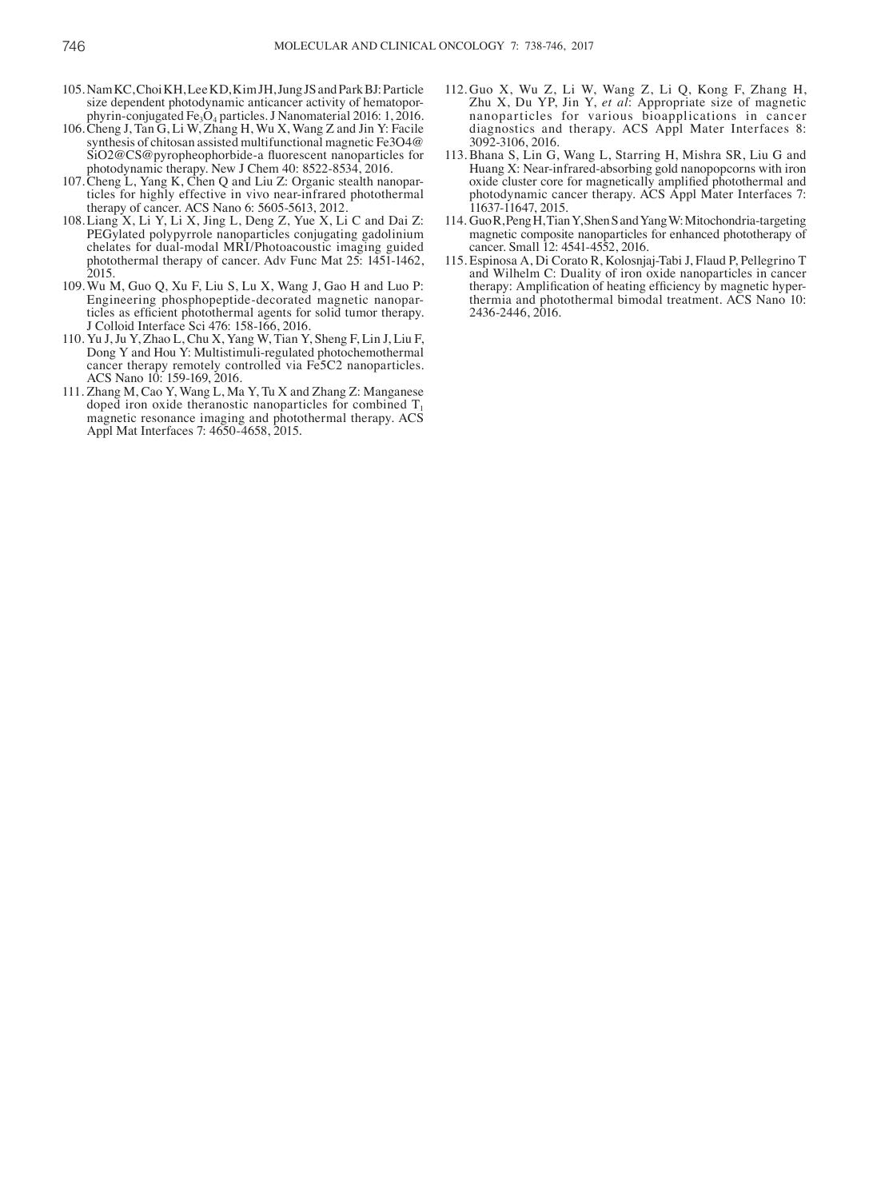105. Nam KC, Choi KH, Lee KD, Kim JH, Jung JS and Park BJ: Particle size dependent photodynamic anticancer activity of hematoporphyrin-conjugated $Fe_3O_4$ particles. J Nanomaterial 2016: 1, 2016.
106. Cheng J, Tan G, Li W, Zhang H, Wu X, Wang Z and Jin Y: Facile synthesis of chitosan assisted multifunctional magnetic Fe3O4@SiO2@CS@pyropheophorbide-a fluorescent nanoparticles for photodynamic therapy. New J Chem 40: 8522-8534, 2016.
107. Cheng L, Yang K, Chen Q and Liu Z: Organic stealth nanoparticles for highly effective in vivo near-infrared photothermal therapy of cancer. ACS Nano 6: 5605-5613, 2012.
108. Liang X, Li Y, Li X, Jing L, Deng Z, Yue X, Li C and Dai Z: PEGylated polypyrrole nanoparticles conjugating gadolinium chelates for dual-modal MRI/Photoacoustic imaging guided photothermal therapy of cancer. Adv Func Mat 25: 1451-1462, 2015.
109. Wu M, Guo Q, Xu F, Liu S, Lu X, Wang J, Gao H and Luo P: Engineering phosphopeptide-decorated magnetic nanoparticles as efficient photothermal agents for solid tumor therapy. J Colloid Interface Sci 476: 158-166, 2016.
110. Yu J, Ju Y, Zhao L, Chu X, Yang W, Tian Y, Sheng F, Lin J, Liu F, Dong Y and Hou Y: Multistimuli-regulated photochemothermal cancer therapy remotely controlled via Fe5C2 nanoparticles. ACS Nano 10: 159-169, 2016.
111. Zhang M, Cao Y, Wang L, Ma Y, Tu X and Zhang Z: Manganese doped iron oxide theranostic nanoparticles for combined $T_1$ magnetic resonance imaging and photothermal therapy. ACS Appl Mat Interfaces 7: 4650-4658, 2015.
112. Guo X, Wu Z, Li W, Wang Z, Li Q, Kong F, Zhang H, Zhu X, Du YP, Jin Y, *et al*: Appropriate size of magnetic nanoparticles for various bioapplications in cancer diagnostics and therapy. ACS Appl Mater Interfaces 8: 3092-3106, 2016.
113. Bhana S, Lin G, Wang L, Starring H, Mishra SR, Liu G and Huang X: Near-infrared-absorbing gold nanopopcorns with iron oxide cluster core for magnetically amplified photothermal and photodynamic cancer therapy. ACS Appl Mater Interfaces 7: 11637-11647, 2015.
114. Guo R, Peng H, Tian Y, Shen S and Yang W: Mitochondria-targeting magnetic composite nanoparticles for enhanced phototherapy of cancer. Small 12: 4541-4552, 2016.
115. Espinosa A, Di Corato R, Kolosnjaj-Tabi J, Flaud P, Pellegrino T and Wilhelm C: Duality of iron oxide nanoparticles in cancer therapy: Amplification of heating efficiency by magnetic hyperthermia and photothermal bimodal treatment. ACS Nano 10: 2436-2446, 2016.